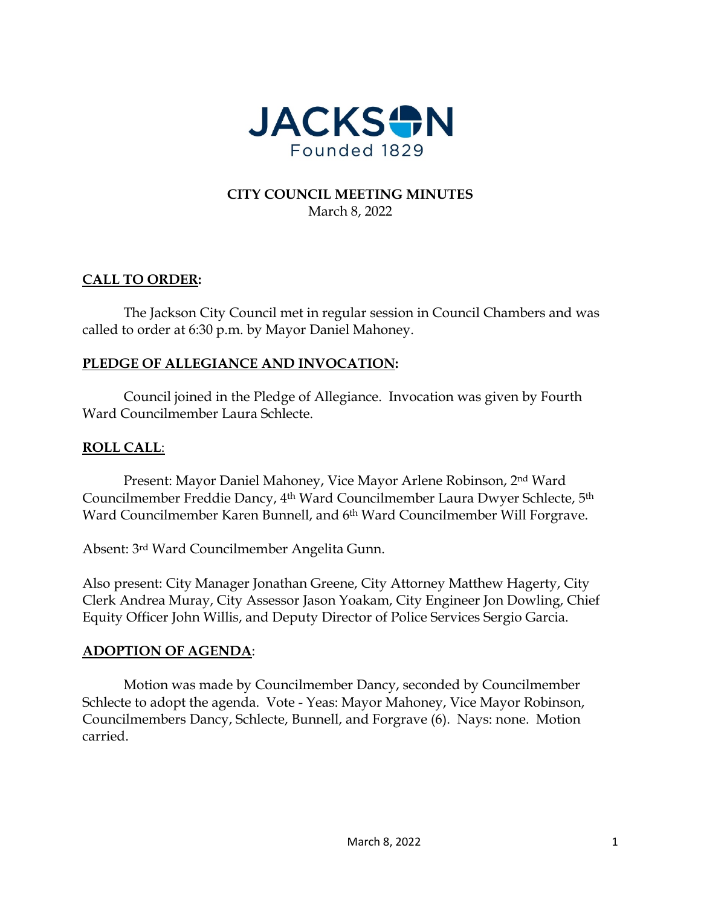JACKSON

Founded 1829

**CITY COUNCIL MEETING MINUTES**

March 8, 2022

## CALL TO ORDER:

The Jackson City Council met in regular session in Council Chambers and was called to order at 6:30 p.m. by Mayor Daniel Mahoney.

## PLEDGE OF ALLEGIANCE AND INVOCATION:

Council joined in the Pledge of Allegiance. Invocation was given by Fourth Ward Councilmember Laura Schlecte.

## ROLL CALL:

Present: Mayor Daniel Mahoney, Vice Mayor Arlene Robinson, 2nd Ward Councilmember Freddie Dancy, 4th Ward Councilmember Laura Dwyer Schlecte, 5th Ward Councilmember Karen Bunnell, and 6th Ward Councilmember Will Forgrave.

Absent: 3rd Ward Councilmember Angelita Gunn.

Also present: City Manager Jonathan Greene, City Attorney Matthew Hagerty, City Clerk Andrea Muray, City Assessor Jason Yoakam, City Engineer Jon Dowling, Chief Equity Officer John Willis, and Deputy Director of Police Services Sergio Garcia.

## ADOPTION OF AGENDA:

Motion was made by Councilmember Dancy, seconded by Councilmember Schlecte to adopt the agenda. Vote - Yeas: Mayor Mahoney, Vice Mayor Robinson, Councilmembers Dancy, Schlecte, Bunnell, and Forgrave (6). Nays: none. Motion carried.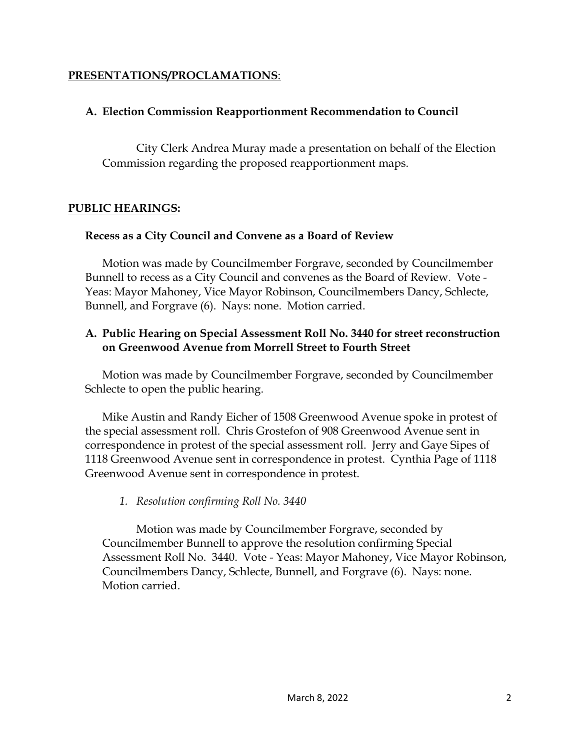**PRESENTATIONS/PROCLAMATIONS**:

**A. Election Commission Reapportionment Recommendation to Council**

City Clerk Andrea Muray made a presentation on behalf of the Election Commission regarding the proposed reapportionment maps.

**PUBLIC HEARINGS:**

**Recess as a City Council and Convene as a Board of Review**

Motion was made by Councilmember Forgrave, seconded by Councilmember Bunnell to recess as a City Council and convenes as the Board of Review. Vote - Yeas: Mayor Mahoney, Vice Mayor Robinson, Councilmembers Dancy, Schlecte, Bunnell, and Forgrave (6). Nays: none. Motion carried.

**A. Public Hearing on Special Assessment Roll No. 3440 for street reconstruction on Greenwood Avenue from Morrell Street to Fourth Street**

Motion was made by Councilmember Forgrave, seconded by Councilmember Schlecte to open the public hearing.

Mike Austin and Randy Eicher of 1508 Greenwood Avenue spoke in protest of the special assessment roll. Chris Grostefon of 908 Greenwood Avenue sent in correspondence in protest of the special assessment roll. Jerry and Gaye Sipes of 1118 Greenwood Avenue sent in correspondence in protest. Cynthia Page of 1118 Greenwood Avenue sent in correspondence in protest.

1. *Resolution confirming Roll No. 3440*

Motion was made by Councilmember Forgrave, seconded by Councilmember Bunnell to approve the resolution confirming Special Assessment Roll No. 3440. Vote - Yeas: Mayor Mahoney, Vice Mayor Robinson, Councilmembers Dancy, Schlecte, Bunnell, and Forgrave (6). Nays: none. Motion carried.

March 8, 2022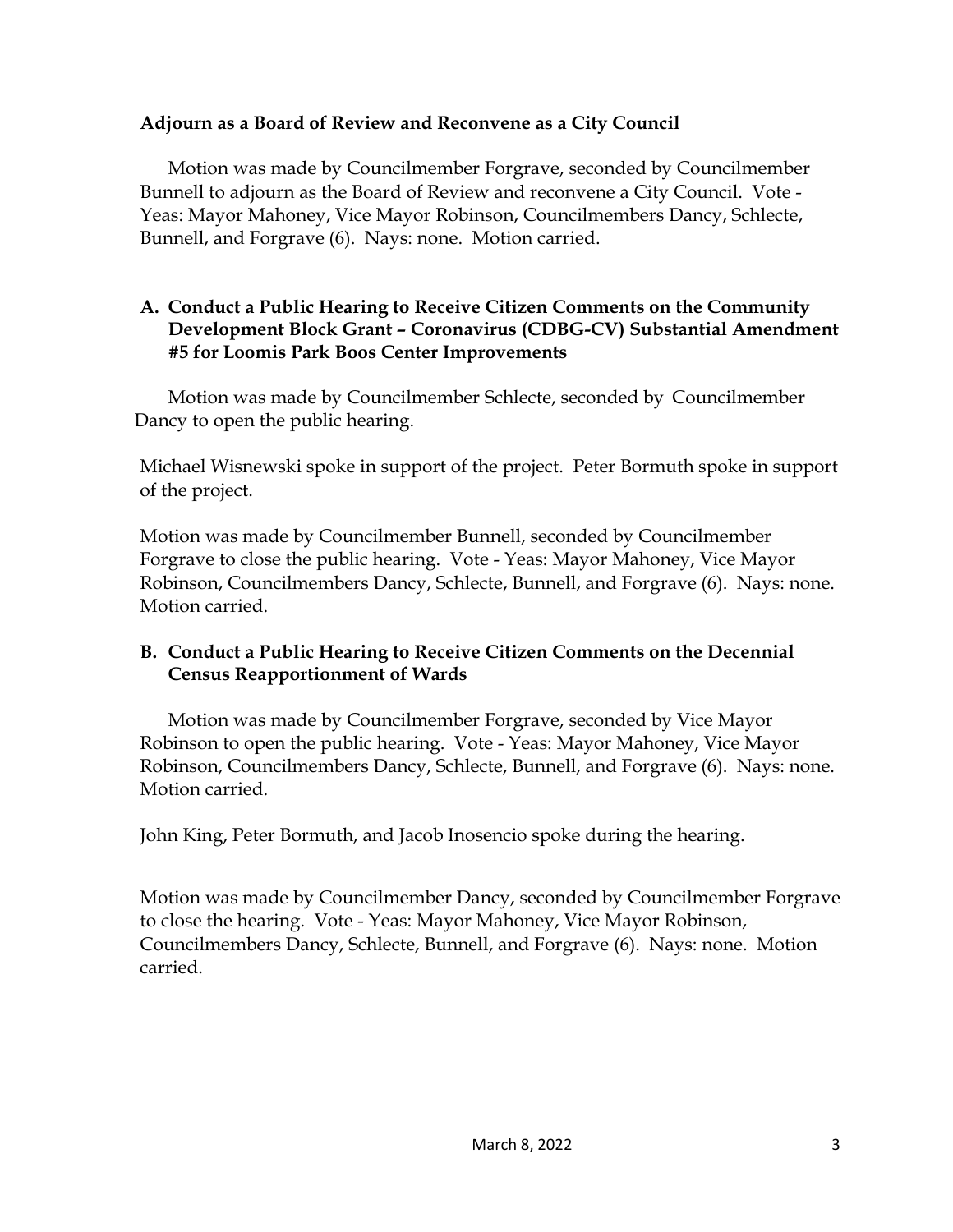**Adjourn as a Board of Review and Reconvene as a City Council**

Motion was made by Councilmember Forgrave, seconded by Councilmember Bunnell to adjourn as the Board of Review and reconvene a City Council. Vote - Yeas: Mayor Mahoney, Vice Mayor Robinson, Councilmembers Dancy, Schlecte, Bunnell, and Forgrave (6). Nays: none. Motion carried.

**A. Conduct a Public Hearing to Receive Citizen Comments on the Community Development Block Grant – Coronavirus (CDBG-CV) Substantial Amendment #5 for Loomis Park Boos Center Improvements**

Motion was made by Councilmember Schlecte, seconded by Councilmember Dancy to open the public hearing.

Michael Wisnewski spoke in support of the project. Peter Bormuth spoke in support of the project.

Motion was made by Councilmember Bunnell, seconded by Councilmember Forgrave to close the public hearing. Vote - Yeas: Mayor Mahoney, Vice Mayor Robinson, Councilmembers Dancy, Schlecte, Bunnell, and Forgrave (6). Nays: none. Motion carried.

**B. Conduct a Public Hearing to Receive Citizen Comments on the Decennial Census Reapportionment of Wards**

Motion was made by Councilmember Forgrave, seconded by Vice Mayor Robinson to open the public hearing. Vote - Yeas: Mayor Mahoney, Vice Mayor Robinson, Councilmembers Dancy, Schlecte, Bunnell, and Forgrave (6). Nays: none. Motion carried.

John King, Peter Bormuth, and Jacob Inosencio spoke during the hearing.

Motion was made by Councilmember Dancy, seconded by Councilmember Forgrave to close the hearing. Vote - Yeas: Mayor Mahoney, Vice Mayor Robinson, Councilmembers Dancy, Schlecte, Bunnell, and Forgrave (6). Nays: none. Motion carried.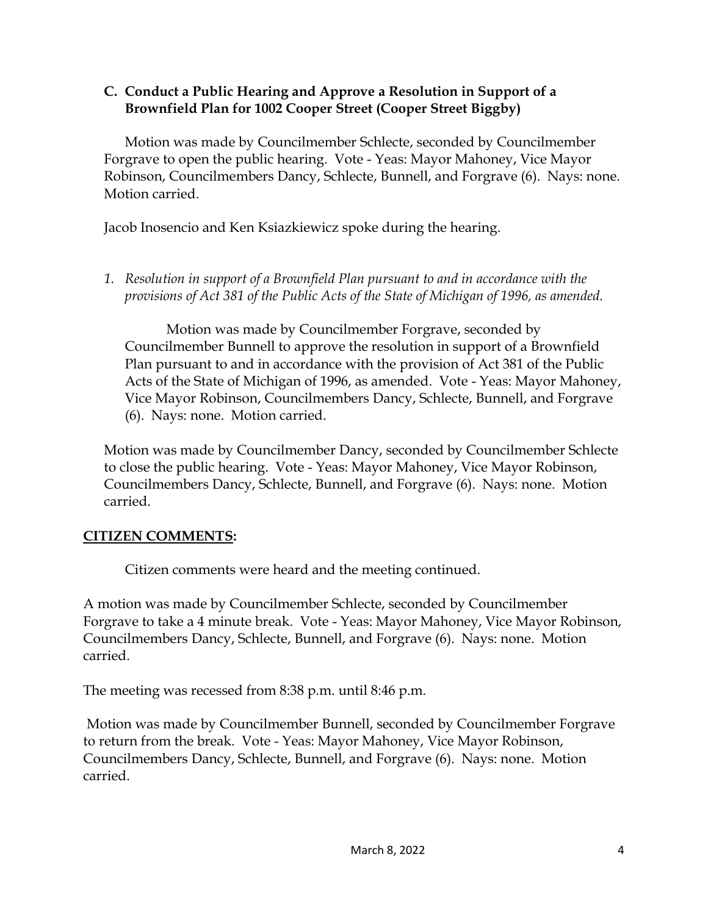### C. Conduct a Public Hearing and Approve a Resolution in Support of a Brownfield Plan for 1002 Cooper Street (Cooper Street Biggby)

Motion was made by Councilmember Schlecte, seconded by Councilmember Forgrave to open the public hearing. Vote - Yeas: Mayor Mahoney, Vice Mayor Robinson, Councilmembers Dancy, Schlecte, Bunnell, and Forgrave (6). Nays: none. Motion carried.

Jacob Inosencio and Ken Ksiazkiewicz spoke during the hearing.

1. *Resolution in support of a Brownfield Plan pursuant to and in accordance with the provisions of Act 381 of the Public Acts of the State of Michigan of 1996, as amended.*

   Motion was made by Councilmember Forgrave, seconded by Councilmember Bunnell to approve the resolution in support of a Brownfield Plan pursuant to and in accordance with the provision of Act 381 of the Public Acts of the State of Michigan of 1996, as amended. Vote - Yeas: Mayor Mahoney, Vice Mayor Robinson, Councilmembers Dancy, Schlecte, Bunnell, and Forgrave (6). Nays: none. Motion carried.

Motion was made by Councilmember Dancy, seconded by Councilmember Schlecte to close the public hearing. Vote - Yeas: Mayor Mahoney, Vice Mayor Robinson, Councilmembers Dancy, Schlecte, Bunnell, and Forgrave (6). Nays: none. Motion carried.

## CITIZEN COMMENTS:

Citizen comments were heard and the meeting continued.

A motion was made by Councilmember Schlecte, seconded by Councilmember Forgrave to take a 4 minute break. Vote - Yeas: Mayor Mahoney, Vice Mayor Robinson, Councilmembers Dancy, Schlecte, Bunnell, and Forgrave (6). Nays: none. Motion carried.

The meeting was recessed from 8:38 p.m. until 8:46 p.m.

Motion was made by Councilmember Bunnell, seconded by Councilmember Forgrave to return from the break. Vote - Yeas: Mayor Mahoney, Vice Mayor Robinson, Councilmembers Dancy, Schlecte, Bunnell, and Forgrave (6). Nays: none. Motion carried.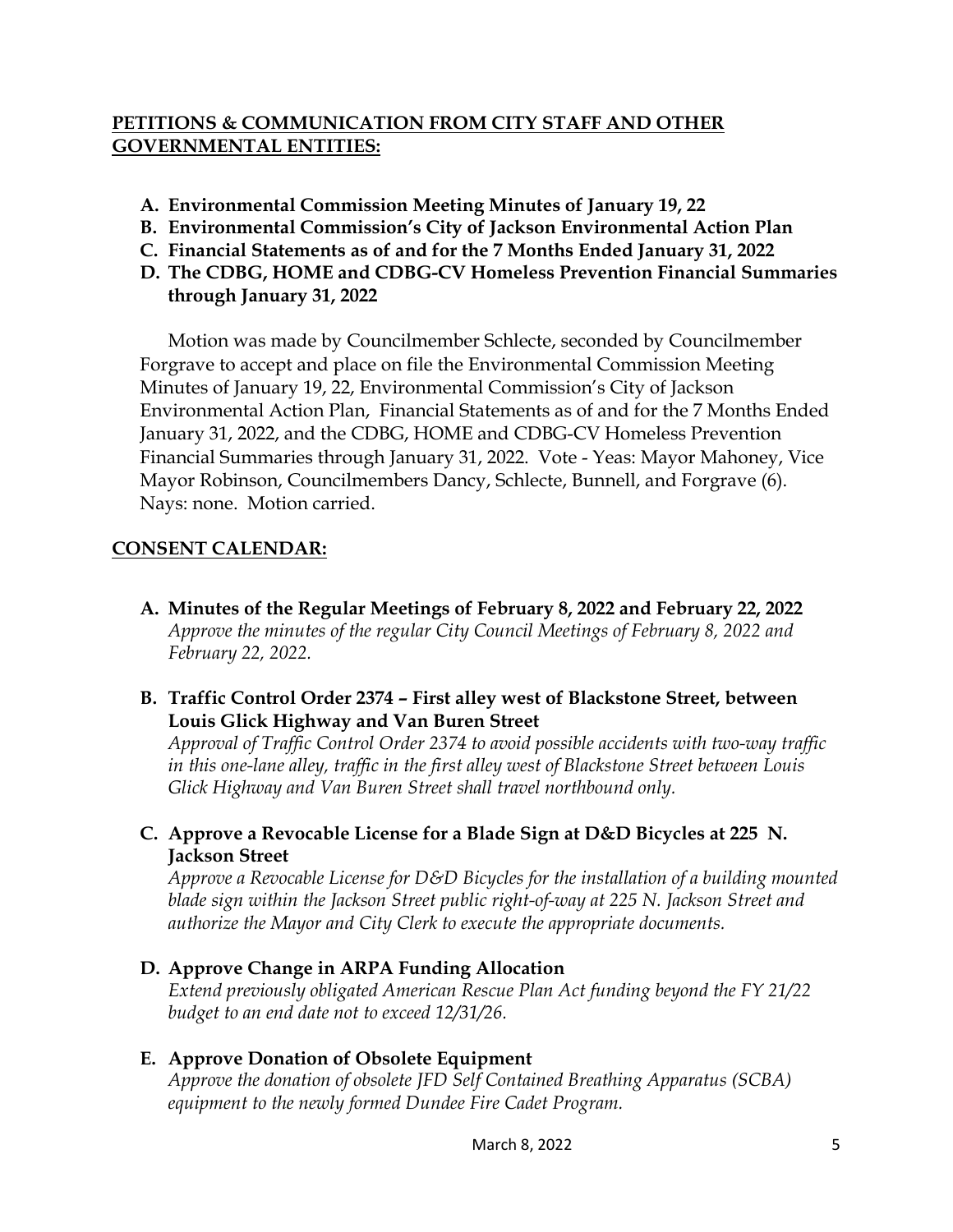## PETITIONS & COMMUNICATION FROM CITY STAFF AND OTHER GOVERNMENTAL ENTITIES:

- **A. Environmental Commission Meeting Minutes of January 19, 22**
- **B. Environmental Commission's City of Jackson Environmental Action Plan**
- **C. Financial Statements as of and for the 7 Months Ended January 31, 2022**
- **D. The CDBG, HOME and CDBG-CV Homeless Prevention Financial Summaries through January 31, 2022**

Motion was made by Councilmember Schlecte, seconded by Councilmember Forgrave to accept and place on file the Environmental Commission Meeting Minutes of January 19, 22, Environmental Commission's City of Jackson Environmental Action Plan, Financial Statements as of and for the 7 Months Ended January 31, 2022, and the CDBG, HOME and CDBG-CV Homeless Prevention Financial Summaries through January 31, 2022. Vote - Yeas: Mayor Mahoney, Vice Mayor Robinson, Councilmembers Dancy, Schlecte, Bunnell, and Forgrave (6). Nays: none. Motion carried.

## CONSENT CALENDAR:

**A. Minutes of the Regular Meetings of February 8, 2022 and February 22, 2022**
*Approve the minutes of the regular City Council Meetings of February 8, 2022 and February 22, 2022.*

**B. Traffic Control Order 2374 – First alley west of Blackstone Street, between Louis Glick Highway and Van Buren Street**
*Approval of Traffic Control Order 2374 to avoid possible accidents with two-way traffic in this one-lane alley, traffic in the first alley west of Blackstone Street between Louis Glick Highway and Van Buren Street shall travel northbound only.*

**C. Approve a Revocable License for a Blade Sign at D&D Bicycles at 225 N. Jackson Street**
*Approve a Revocable License for D&D Bicycles for the installation of a building mounted blade sign within the Jackson Street public right-of-way at 225 N. Jackson Street and authorize the Mayor and City Clerk to execute the appropriate documents.*

**D. Approve Change in ARPA Funding Allocation**
*Extend previously obligated American Rescue Plan Act funding beyond the FY 21/22 budget to an end date not to exceed 12/31/26.*

**E. Approve Donation of Obsolete Equipment**
*Approve the donation of obsolete JFD Self Contained Breathing Apparatus (SCBA) equipment to the newly formed Dundee Fire Cadet Program.*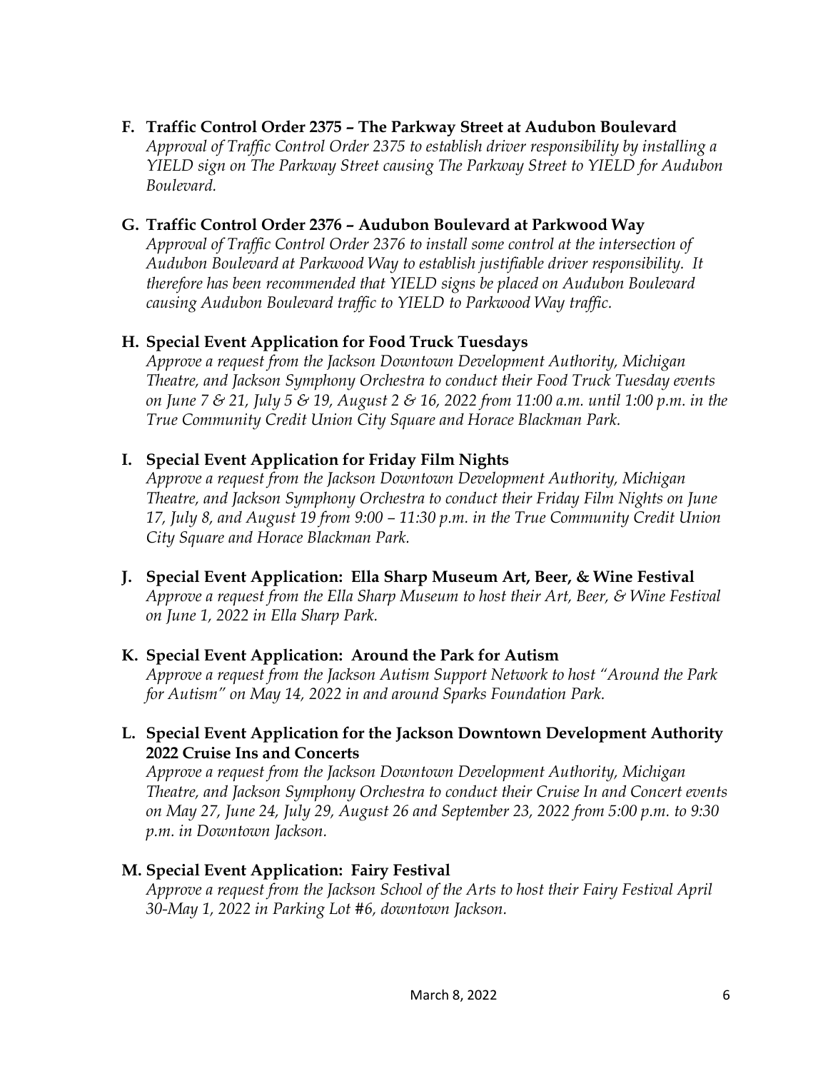**F. Traffic Control Order 2375 – The Parkway Street at Audubon Boulevard**

*Approval of Traffic Control Order 2375 to establish driver responsibility by installing a YIELD sign on The Parkway Street causing The Parkway Street to YIELD for Audubon Boulevard.*

**G. Traffic Control Order 2376 – Audubon Boulevard at Parkwood Way**

*Approval of Traffic Control Order 2376 to install some control at the intersection of Audubon Boulevard at Parkwood Way to establish justifiable driver responsibility. It therefore has been recommended that YIELD signs be placed on Audubon Boulevard causing Audubon Boulevard traffic to YIELD to Parkwood Way traffic.*

**H. Special Event Application for Food Truck Tuesdays**

*Approve a request from the Jackson Downtown Development Authority, Michigan Theatre, and Jackson Symphony Orchestra to conduct their Food Truck Tuesday events on June 7 & 21, July 5 & 19, August 2 & 16, 2022 from 11:00 a.m. until 1:00 p.m. in the True Community Credit Union City Square and Horace Blackman Park.*

**I. Special Event Application for Friday Film Nights**

*Approve a request from the Jackson Downtown Development Authority, Michigan Theatre, and Jackson Symphony Orchestra to conduct their Friday Film Nights on June 17, July 8, and August 19 from 9:00 – 11:30 p.m. in the True Community Credit Union City Square and Horace Blackman Park.*

**J. Special Event Application: Ella Sharp Museum Art, Beer, & Wine Festival**

*Approve a request from the Ella Sharp Museum to host their Art, Beer, & Wine Festival on June 1, 2022 in Ella Sharp Park.*

**K. Special Event Application: Around the Park for Autism**

*Approve a request from the Jackson Autism Support Network to host "Around the Park for Autism" on May 14, 2022 in and around Sparks Foundation Park.*

**L. Special Event Application for the Jackson Downtown Development Authority 2022 Cruise Ins and Concerts**

*Approve a request from the Jackson Downtown Development Authority, Michigan Theatre, and Jackson Symphony Orchestra to conduct their Cruise In and Concert events on May 27, June 24, July 29, August 26 and September 23, 2022 from 5:00 p.m. to 9:30 p.m. in Downtown Jackson.*

**M. Special Event Application: Fairy Festival**

*Approve a request from the Jackson School of the Arts to host their Fairy Festival April 30-May 1, 2022 in Parking Lot #6, downtown Jackson.*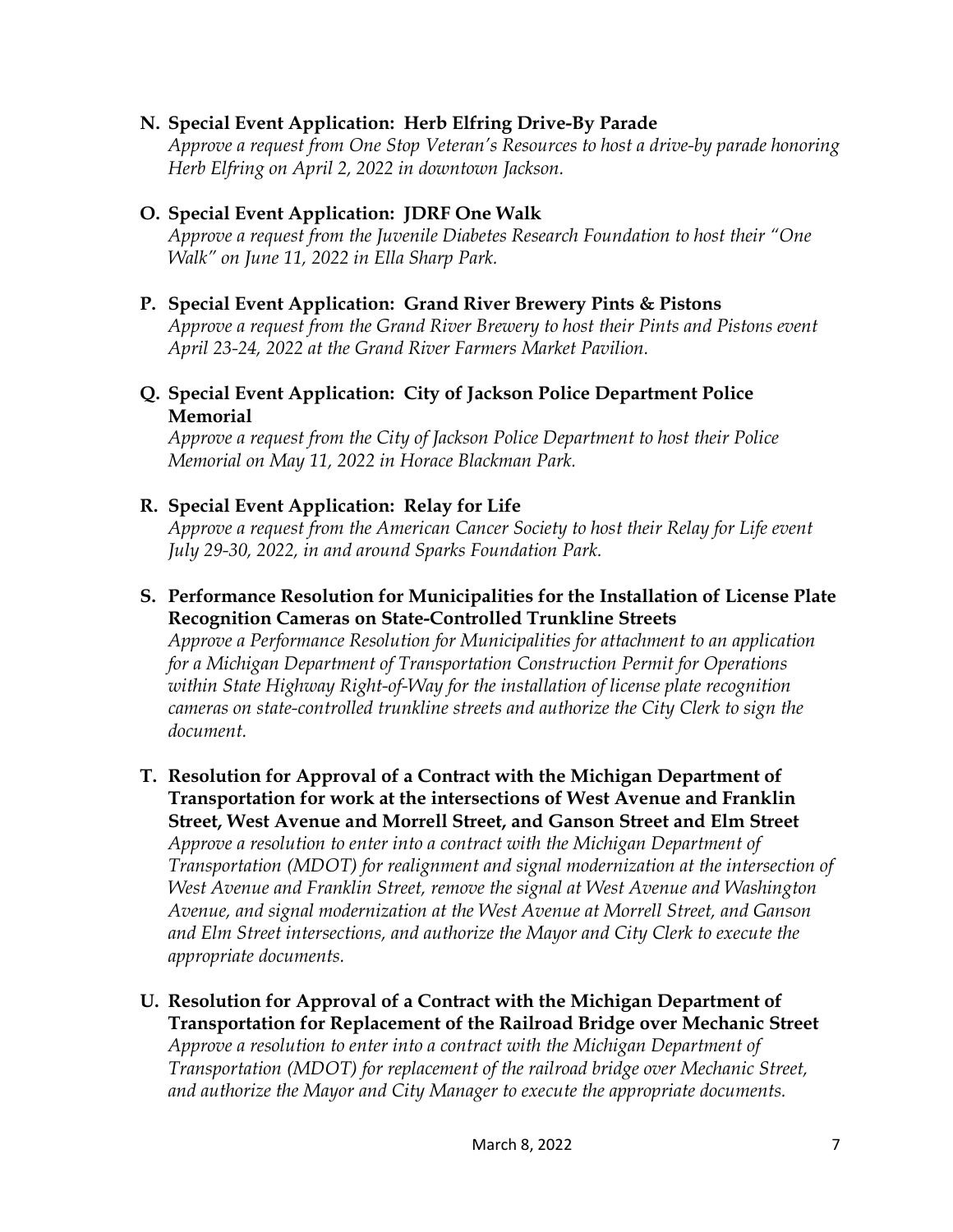**N. Special Event Application: Herb Elfring Drive-By Parade**

*Approve a request from One Stop Veteran's Resources to host a drive-by parade honoring Herb Elfring on April 2, 2022 in downtown Jackson.*

**O. Special Event Application: JDRF One Walk**

*Approve a request from the Juvenile Diabetes Research Foundation to host their "One Walk" on June 11, 2022 in Ella Sharp Park.*

**P. Special Event Application: Grand River Brewery Pints & Pistons**

*Approve a request from the Grand River Brewery to host their Pints and Pistons event April 23-24, 2022 at the Grand River Farmers Market Pavilion.*

**Q. Special Event Application: City of Jackson Police Department Police Memorial**

*Approve a request from the City of Jackson Police Department to host their Police Memorial on May 11, 2022 in Horace Blackman Park.*

**R. Special Event Application: Relay for Life**

*Approve a request from the American Cancer Society to host their Relay for Life event July 29-30, 2022, in and around Sparks Foundation Park.*

**S. Performance Resolution for Municipalities for the Installation of License Plate Recognition Cameras on State-Controlled Trunkline Streets**

*Approve a Performance Resolution for Municipalities for attachment to an application for a Michigan Department of Transportation Construction Permit for Operations within State Highway Right-of-Way for the installation of license plate recognition cameras on state-controlled trunkline streets and authorize the City Clerk to sign the document.*

**T. Resolution for Approval of a Contract with the Michigan Department of Transportation for work at the intersections of West Avenue and Franklin Street, West Avenue and Morrell Street, and Ganson Street and Elm Street**

*Approve a resolution to enter into a contract with the Michigan Department of Transportation (MDOT) for realignment and signal modernization at the intersection of West Avenue and Franklin Street, remove the signal at West Avenue and Washington Avenue, and signal modernization at the West Avenue at Morrell Street, and Ganson and Elm Street intersections, and authorize the Mayor and City Clerk to execute the appropriate documents.*

**U. Resolution for Approval of a Contract with the Michigan Department of Transportation for Replacement of the Railroad Bridge over Mechanic Street**

*Approve a resolution to enter into a contract with the Michigan Department of Transportation (MDOT) for replacement of the railroad bridge over Mechanic Street, and authorize the Mayor and City Manager to execute the appropriate documents.*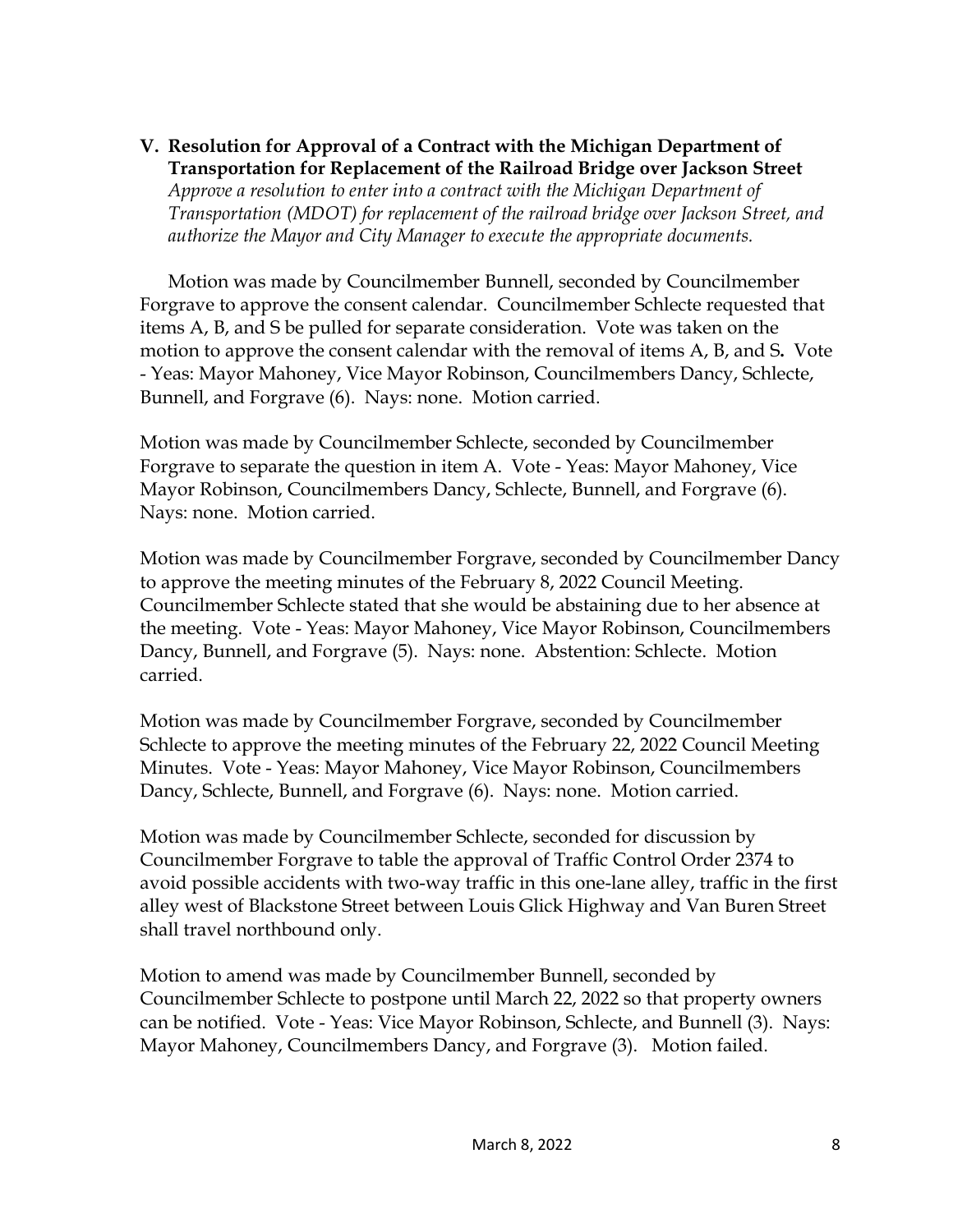**V. Resolution for Approval of a Contract with the Michigan Department of Transportation for Replacement of the Railroad Bridge over Jackson Street**

*Approve a resolution to enter into a contract with the Michigan Department of Transportation (MDOT) for replacement of the railroad bridge over Jackson Street, and authorize the Mayor and City Manager to execute the appropriate documents.*

Motion was made by Councilmember Bunnell, seconded by Councilmember Forgrave to approve the consent calendar. Councilmember Schlecte requested that items A, B, and S be pulled for separate consideration. Vote was taken on the motion to approve the consent calendar with the removal of items A, B, and S**.** Vote - Yeas: Mayor Mahoney, Vice Mayor Robinson, Councilmembers Dancy, Schlecte, Bunnell, and Forgrave (6). Nays: none. Motion carried.

Motion was made by Councilmember Schlecte, seconded by Councilmember Forgrave to separate the question in item A. Vote - Yeas: Mayor Mahoney, Vice Mayor Robinson, Councilmembers Dancy, Schlecte, Bunnell, and Forgrave (6). Nays: none. Motion carried.

Motion was made by Councilmember Forgrave, seconded by Councilmember Dancy to approve the meeting minutes of the February 8, 2022 Council Meeting. Councilmember Schlecte stated that she would be abstaining due to her absence at the meeting. Vote - Yeas: Mayor Mahoney, Vice Mayor Robinson, Councilmembers Dancy, Bunnell, and Forgrave (5). Nays: none. Abstention: Schlecte. Motion carried.

Motion was made by Councilmember Forgrave, seconded by Councilmember Schlecte to approve the meeting minutes of the February 22, 2022 Council Meeting Minutes. Vote - Yeas: Mayor Mahoney, Vice Mayor Robinson, Councilmembers Dancy, Schlecte, Bunnell, and Forgrave (6). Nays: none. Motion carried.

Motion was made by Councilmember Schlecte, seconded for discussion by Councilmember Forgrave to table the approval of Traffic Control Order 2374 to avoid possible accidents with two-way traffic in this one-lane alley, traffic in the first alley west of Blackstone Street between Louis Glick Highway and Van Buren Street shall travel northbound only.

Motion to amend was made by Councilmember Bunnell, seconded by Councilmember Schlecte to postpone until March 22, 2022 so that property owners can be notified. Vote - Yeas: Vice Mayor Robinson, Schlecte, and Bunnell (3). Nays: Mayor Mahoney, Councilmembers Dancy, and Forgrave (3). Motion failed.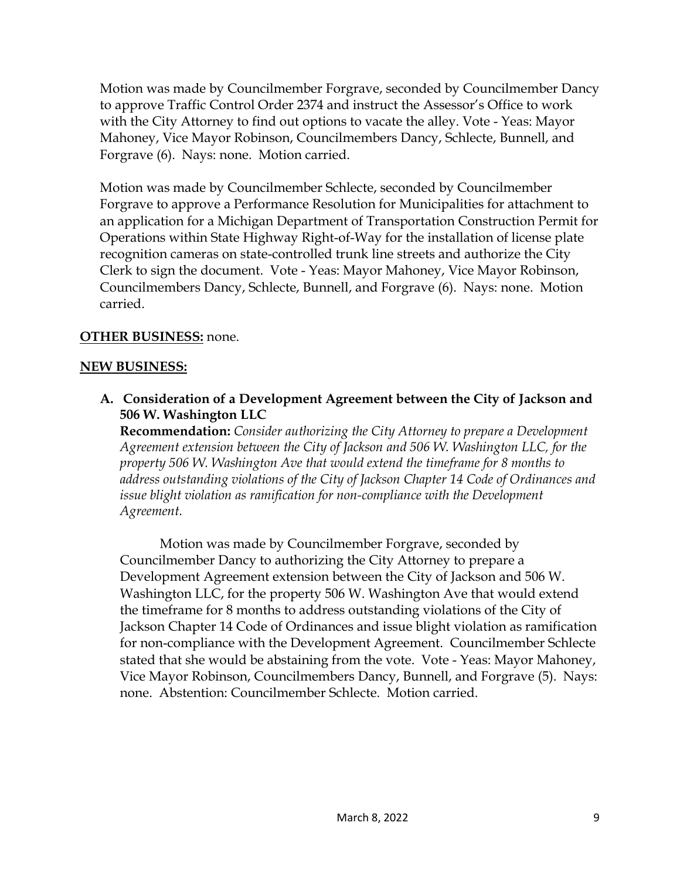Motion was made by Councilmember Forgrave, seconded by Councilmember Dancy to approve Traffic Control Order 2374 and instruct the Assessor's Office to work with the City Attorney to find out options to vacate the alley. Vote - Yeas: Mayor Mahoney, Vice Mayor Robinson, Councilmembers Dancy, Schlecte, Bunnell, and Forgrave (6). Nays: none. Motion carried.

Motion was made by Councilmember Schlecte, seconded by Councilmember Forgrave to approve a Performance Resolution for Municipalities for attachment to an application for a Michigan Department of Transportation Construction Permit for Operations within State Highway Right-of-Way for the installation of license plate recognition cameras on state-controlled trunk line streets and authorize the City Clerk to sign the document. Vote - Yeas: Mayor Mahoney, Vice Mayor Robinson, Councilmembers Dancy, Schlecte, Bunnell, and Forgrave (6). Nays: none. Motion carried.

**OTHER BUSINESS:** none.

**NEW BUSINESS:**

**A. Consideration of a Development Agreement between the City of Jackson and 506 W. Washington LLC**

**Recommendation:** *Consider authorizing the City Attorney to prepare a Development Agreement extension between the City of Jackson and 506 W. Washington LLC, for the property 506 W. Washington Ave that would extend the timeframe for 8 months to address outstanding violations of the City of Jackson Chapter 14 Code of Ordinances and issue blight violation as ramification for non-compliance with the Development Agreement.*

Motion was made by Councilmember Forgrave, seconded by Councilmember Dancy to authorizing the City Attorney to prepare a Development Agreement extension between the City of Jackson and 506 W. Washington LLC, for the property 506 W. Washington Ave that would extend the timeframe for 8 months to address outstanding violations of the City of Jackson Chapter 14 Code of Ordinances and issue blight violation as ramification for non-compliance with the Development Agreement. Councilmember Schlecte stated that she would be abstaining from the vote. Vote - Yeas: Mayor Mahoney, Vice Mayor Robinson, Councilmembers Dancy, Bunnell, and Forgrave (5). Nays: none. Abstention: Councilmember Schlecte. Motion carried.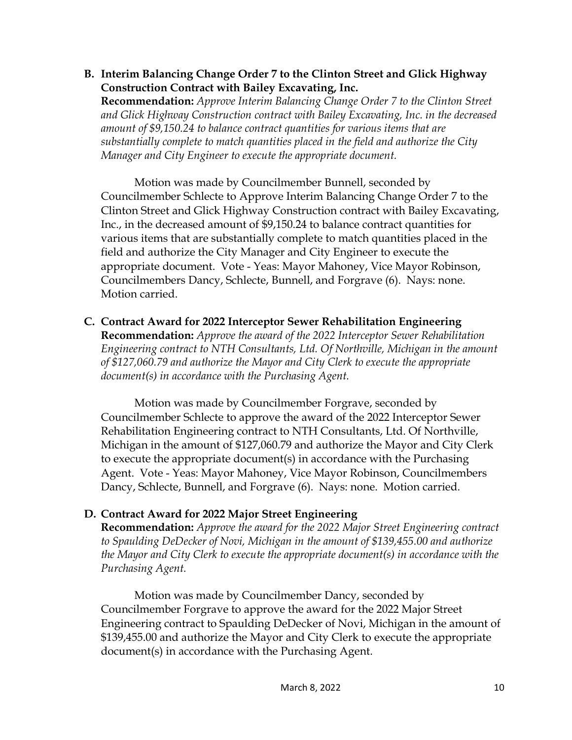**B. Interim Balancing Change Order 7 to the Clinton Street and Glick Highway Construction Contract with Bailey Excavating, Inc.**

**Recommendation:** *Approve Interim Balancing Change Order 7 to the Clinton Street and Glick Highway Construction contract with Bailey Excavating, Inc. in the decreased amount of $9,150.24 to balance contract quantities for various items that are substantially complete to match quantities placed in the field and authorize the City Manager and City Engineer to execute the appropriate document.*

Motion was made by Councilmember Bunnell, seconded by Councilmember Schlecte to Approve Interim Balancing Change Order 7 to the Clinton Street and Glick Highway Construction contract with Bailey Excavating, Inc., in the decreased amount of $9,150.24 to balance contract quantities for various items that are substantially complete to match quantities placed in the field and authorize the City Manager and City Engineer to execute the appropriate document. Vote - Yeas: Mayor Mahoney, Vice Mayor Robinson, Councilmembers Dancy, Schlecte, Bunnell, and Forgrave (6). Nays: none. Motion carried.

**C. Contract Award for 2022 Interceptor Sewer Rehabilitation Engineering**

**Recommendation:** *Approve the award of the 2022 Interceptor Sewer Rehabilitation Engineering contract to NTH Consultants, Ltd. Of Northville, Michigan in the amount of $127,060.79 and authorize the Mayor and City Clerk to execute the appropriate document(s) in accordance with the Purchasing Agent.*

Motion was made by Councilmember Forgrave, seconded by Councilmember Schlecte to approve the award of the 2022 Interceptor Sewer Rehabilitation Engineering contract to NTH Consultants, Ltd. Of Northville, Michigan in the amount of $127,060.79 and authorize the Mayor and City Clerk to execute the appropriate document(s) in accordance with the Purchasing Agent. Vote - Yeas: Mayor Mahoney, Vice Mayor Robinson, Councilmembers Dancy, Schlecte, Bunnell, and Forgrave (6). Nays: none. Motion carried.

**D. Contract Award for 2022 Major Street Engineering**

**Recommendation:** *Approve the award for the 2022 Major Street Engineering contract to Spaulding DeDecker of Novi, Michigan in the amount of $139,455.00 and authorize the Mayor and City Clerk to execute the appropriate document(s) in accordance with the Purchasing Agent.*

Motion was made by Councilmember Dancy, seconded by Councilmember Forgrave to approve the award for the 2022 Major Street Engineering contract to Spaulding DeDecker of Novi, Michigan in the amount of $139,455.00 and authorize the Mayor and City Clerk to execute the appropriate document(s) in accordance with the Purchasing Agent.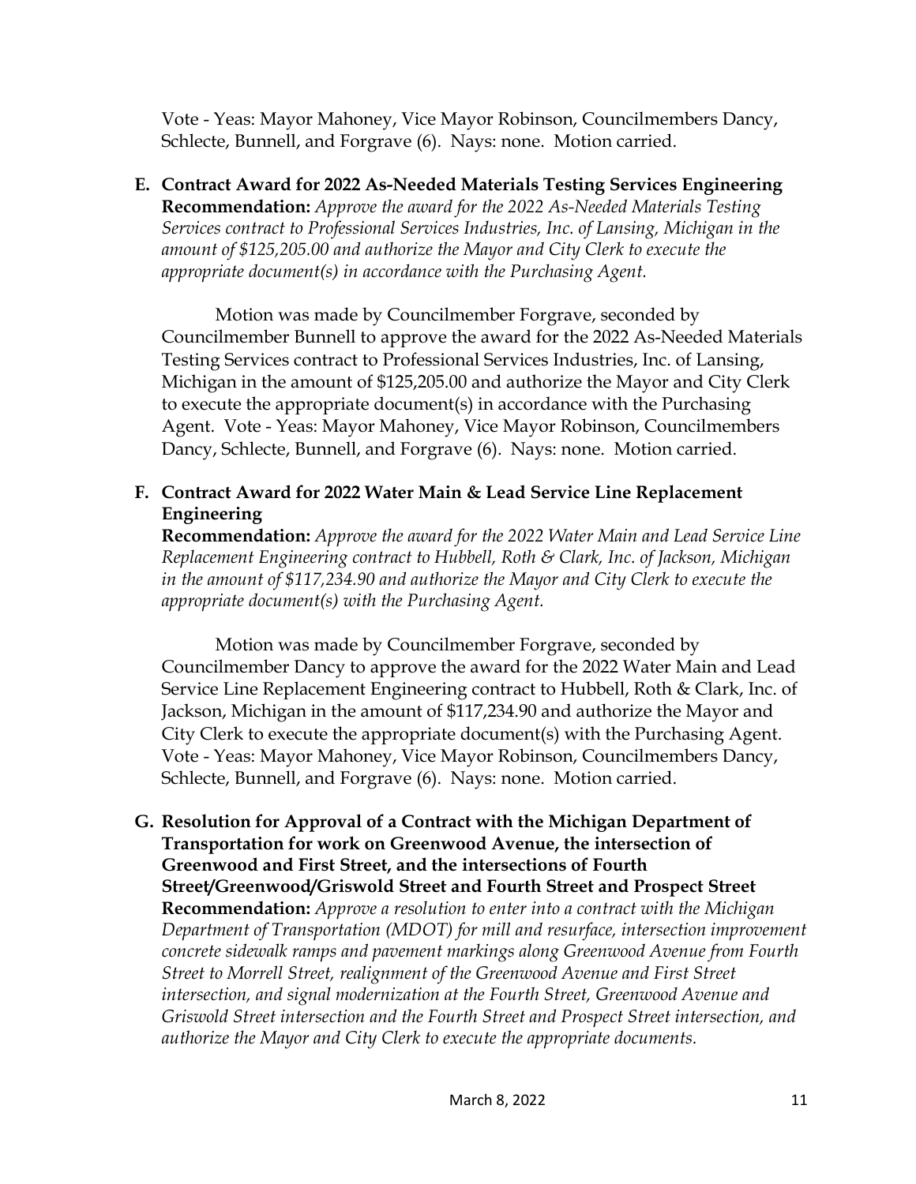Vote - Yeas: Mayor Mahoney, Vice Mayor Robinson, Councilmembers Dancy, Schlecte, Bunnell, and Forgrave (6). Nays: none. Motion carried.

**E. Contract Award for 2022 As-Needed Materials Testing Services Engineering**
**Recommendation:** *Approve the award for the 2022 As-Needed Materials Testing Services contract to Professional Services Industries, Inc. of Lansing, Michigan in the amount of $125,205.00 and authorize the Mayor and City Clerk to execute the appropriate document(s) in accordance with the Purchasing Agent.*

Motion was made by Councilmember Forgrave, seconded by Councilmember Bunnell to approve the award for the 2022 As-Needed Materials Testing Services contract to Professional Services Industries, Inc. of Lansing, Michigan in the amount of $125,205.00 and authorize the Mayor and City Clerk to execute the appropriate document(s) in accordance with the Purchasing Agent. Vote - Yeas: Mayor Mahoney, Vice Mayor Robinson, Councilmembers Dancy, Schlecte, Bunnell, and Forgrave (6). Nays: none. Motion carried.

**F. Contract Award for 2022 Water Main & Lead Service Line Replacement Engineering**
**Recommendation:** *Approve the award for the 2022 Water Main and Lead Service Line Replacement Engineering contract to Hubbell, Roth & Clark, Inc. of Jackson, Michigan in the amount of $117,234.90 and authorize the Mayor and City Clerk to execute the appropriate document(s) with the Purchasing Agent.*

Motion was made by Councilmember Forgrave, seconded by Councilmember Dancy to approve the award for the 2022 Water Main and Lead Service Line Replacement Engineering contract to Hubbell, Roth & Clark, Inc. of Jackson, Michigan in the amount of $117,234.90 and authorize the Mayor and City Clerk to execute the appropriate document(s) with the Purchasing Agent. Vote - Yeas: Mayor Mahoney, Vice Mayor Robinson, Councilmembers Dancy, Schlecte, Bunnell, and Forgrave (6). Nays: none. Motion carried.

**G. Resolution for Approval of a Contract with the Michigan Department of Transportation for work on Greenwood Avenue, the intersection of Greenwood and First Street, and the intersections of Fourth Street/Greenwood/Griswold Street and Fourth Street and Prospect Street**
**Recommendation:** *Approve a resolution to enter into a contract with the Michigan Department of Transportation (MDOT) for mill and resurface, intersection improvement concrete sidewalk ramps and pavement markings along Greenwood Avenue from Fourth Street to Morrell Street, realignment of the Greenwood Avenue and First Street intersection, and signal modernization at the Fourth Street, Greenwood Avenue and Griswold Street intersection and the Fourth Street and Prospect Street intersection, and authorize the Mayor and City Clerk to execute the appropriate documents.*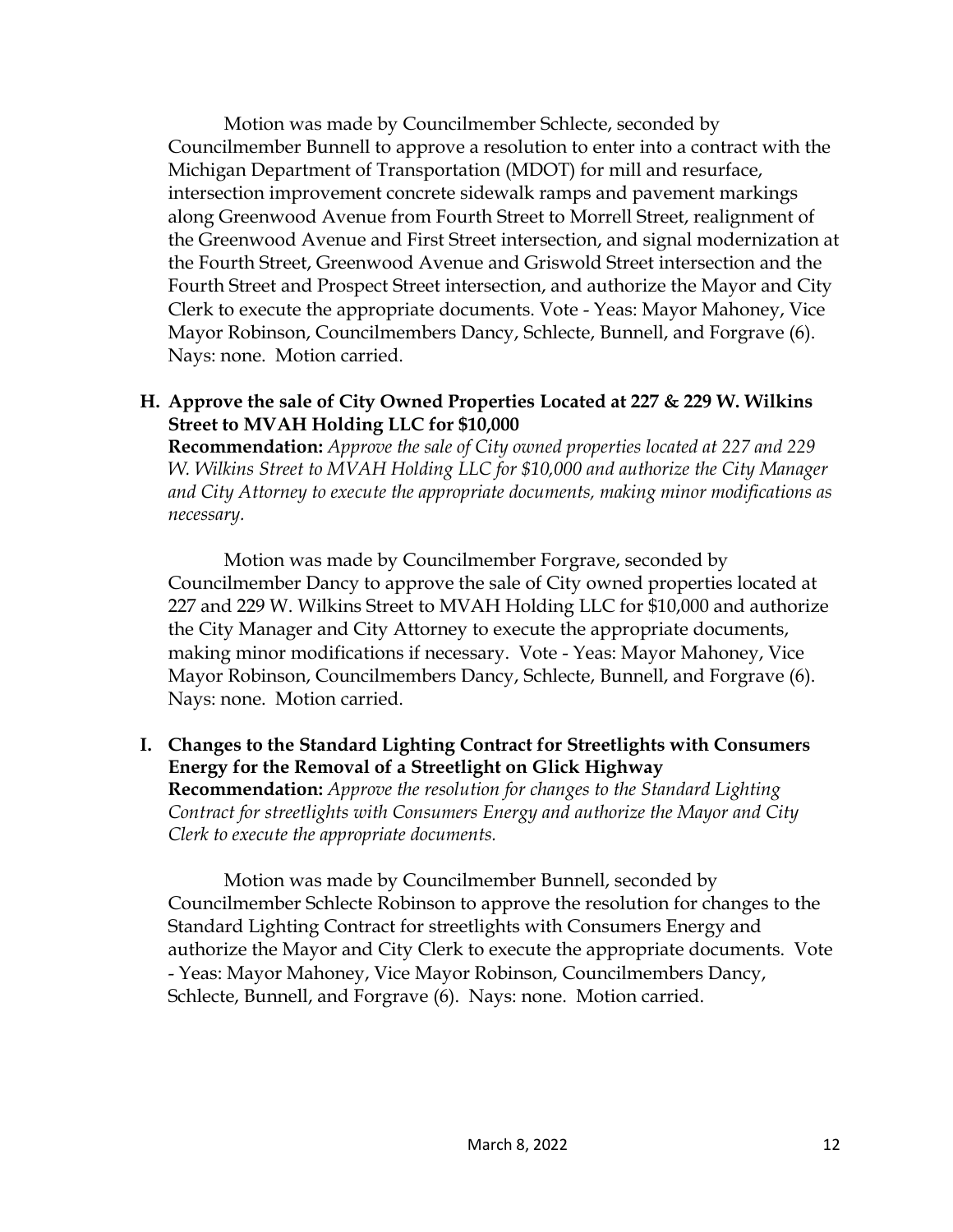Motion was made by Councilmember Schlecte, seconded by Councilmember Bunnell to approve a resolution to enter into a contract with the Michigan Department of Transportation (MDOT) for mill and resurface, intersection improvement concrete sidewalk ramps and pavement markings along Greenwood Avenue from Fourth Street to Morrell Street, realignment of the Greenwood Avenue and First Street intersection, and signal modernization at the Fourth Street, Greenwood Avenue and Griswold Street intersection and the Fourth Street and Prospect Street intersection, and authorize the Mayor and City Clerk to execute the appropriate documents. Vote - Yeas: Mayor Mahoney, Vice Mayor Robinson, Councilmembers Dancy, Schlecte, Bunnell, and Forgrave (6). Nays: none. Motion carried.

**H. Approve the sale of City Owned Properties Located at 227 & 229 W. Wilkins Street to MVAH Holding LLC for $10,000**

**Recommendation:** *Approve the sale of City owned properties located at 227 and 229 W. Wilkins Street to MVAH Holding LLC for $10,000 and authorize the City Manager and City Attorney to execute the appropriate documents, making minor modifications as necessary.*

Motion was made by Councilmember Forgrave, seconded by Councilmember Dancy to approve the sale of City owned properties located at 227 and 229 W. Wilkins Street to MVAH Holding LLC for $10,000 and authorize the City Manager and City Attorney to execute the appropriate documents, making minor modifications if necessary. Vote - Yeas: Mayor Mahoney, Vice Mayor Robinson, Councilmembers Dancy, Schlecte, Bunnell, and Forgrave (6). Nays: none. Motion carried.

**I. Changes to the Standard Lighting Contract for Streetlights with Consumers Energy for the Removal of a Streetlight on Glick Highway**

**Recommendation:** *Approve the resolution for changes to the Standard Lighting Contract for streetlights with Consumers Energy and authorize the Mayor and City Clerk to execute the appropriate documents.*

Motion was made by Councilmember Bunnell, seconded by Councilmember Schlecte Robinson to approve the resolution for changes to the Standard Lighting Contract for streetlights with Consumers Energy and authorize the Mayor and City Clerk to execute the appropriate documents. Vote - Yeas: Mayor Mahoney, Vice Mayor Robinson, Councilmembers Dancy, Schlecte, Bunnell, and Forgrave (6). Nays: none. Motion carried.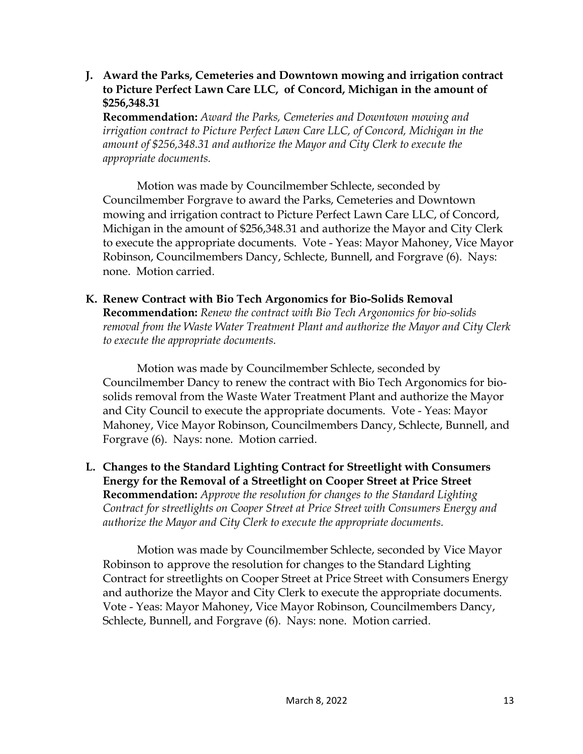**J. Award the Parks, Cemeteries and Downtown mowing and irrigation contract to Picture Perfect Lawn Care LLC, of Concord, Michigan in the amount of $256,348.31**

**Recommendation:** *Award the Parks, Cemeteries and Downtown mowing and irrigation contract to Picture Perfect Lawn Care LLC, of Concord, Michigan in the amount of $256,348.31 and authorize the Mayor and City Clerk to execute the appropriate documents.*

Motion was made by Councilmember Schlecte, seconded by Councilmember Forgrave to award the Parks, Cemeteries and Downtown mowing and irrigation contract to Picture Perfect Lawn Care LLC, of Concord, Michigan in the amount of $256,348.31 and authorize the Mayor and City Clerk to execute the appropriate documents. Vote - Yeas: Mayor Mahoney, Vice Mayor Robinson, Councilmembers Dancy, Schlecte, Bunnell, and Forgrave (6). Nays: none. Motion carried.

**K. Renew Contract with Bio Tech Argonomics for Bio-Solids Removal**

**Recommendation:** *Renew the contract with Bio Tech Argonomics for bio-solids removal from the Waste Water Treatment Plant and authorize the Mayor and City Clerk to execute the appropriate documents.*

Motion was made by Councilmember Schlecte, seconded by Councilmember Dancy to renew the contract with Bio Tech Argonomics for bio-solids removal from the Waste Water Treatment Plant and authorize the Mayor and City Council to execute the appropriate documents. Vote - Yeas: Mayor Mahoney, Vice Mayor Robinson, Councilmembers Dancy, Schlecte, Bunnell, and Forgrave (6). Nays: none. Motion carried.

**L. Changes to the Standard Lighting Contract for Streetlight with Consumers Energy for the Removal of a Streetlight on Cooper Street at Price Street**

**Recommendation:** *Approve the resolution for changes to the Standard Lighting Contract for streetlights on Cooper Street at Price Street with Consumers Energy and authorize the Mayor and City Clerk to execute the appropriate documents.*

Motion was made by Councilmember Schlecte, seconded by Vice Mayor Robinson to approve the resolution for changes to the Standard Lighting Contract for streetlights on Cooper Street at Price Street with Consumers Energy and authorize the Mayor and City Clerk to execute the appropriate documents. Vote - Yeas: Mayor Mahoney, Vice Mayor Robinson, Councilmembers Dancy, Schlecte, Bunnell, and Forgrave (6). Nays: none. Motion carried.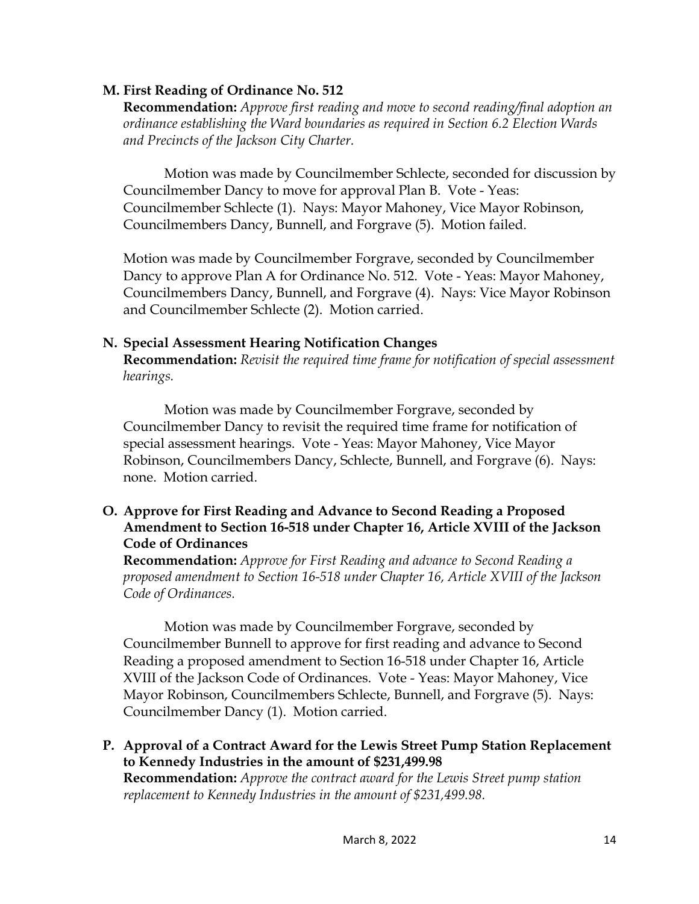**M. First Reading of Ordinance No. 512**

**Recommendation:** *Approve first reading and move to second reading/final adoption an ordinance establishing the Ward boundaries as required in Section 6.2 Election Wards and Precincts of the Jackson City Charter.*

Motion was made by Councilmember Schlecte, seconded for discussion by Councilmember Dancy to move for approval Plan B. Vote - Yeas: Councilmember Schlecte (1). Nays: Mayor Mahoney, Vice Mayor Robinson, Councilmembers Dancy, Bunnell, and Forgrave (5). Motion failed.

Motion was made by Councilmember Forgrave, seconded by Councilmember Dancy to approve Plan A for Ordinance No. 512. Vote - Yeas: Mayor Mahoney, Councilmembers Dancy, Bunnell, and Forgrave (4). Nays: Vice Mayor Robinson and Councilmember Schlecte (2). Motion carried.

**N. Special Assessment Hearing Notification Changes**

**Recommendation:** *Revisit the required time frame for notification of special assessment hearings.*

Motion was made by Councilmember Forgrave, seconded by Councilmember Dancy to revisit the required time frame for notification of special assessment hearings. Vote - Yeas: Mayor Mahoney, Vice Mayor Robinson, Councilmembers Dancy, Schlecte, Bunnell, and Forgrave (6). Nays: none. Motion carried.

**O. Approve for First Reading and Advance to Second Reading a Proposed Amendment to Section 16-518 under Chapter 16, Article XVIII of the Jackson Code of Ordinances**

**Recommendation:** *Approve for First Reading and advance to Second Reading a proposed amendment to Section 16-518 under Chapter 16, Article XVIII of the Jackson Code of Ordinances.*

Motion was made by Councilmember Forgrave, seconded by Councilmember Bunnell to approve for first reading and advance to Second Reading a proposed amendment to Section 16-518 under Chapter 16, Article XVIII of the Jackson Code of Ordinances. Vote - Yeas: Mayor Mahoney, Vice Mayor Robinson, Councilmembers Schlecte, Bunnell, and Forgrave (5). Nays: Councilmember Dancy (1). Motion carried.

**P. Approval of a Contract Award for the Lewis Street Pump Station Replacement to Kennedy Industries in the amount of $231,499.98**

**Recommendation:** *Approve the contract award for the Lewis Street pump station replacement to Kennedy Industries in the amount of $231,499.98.*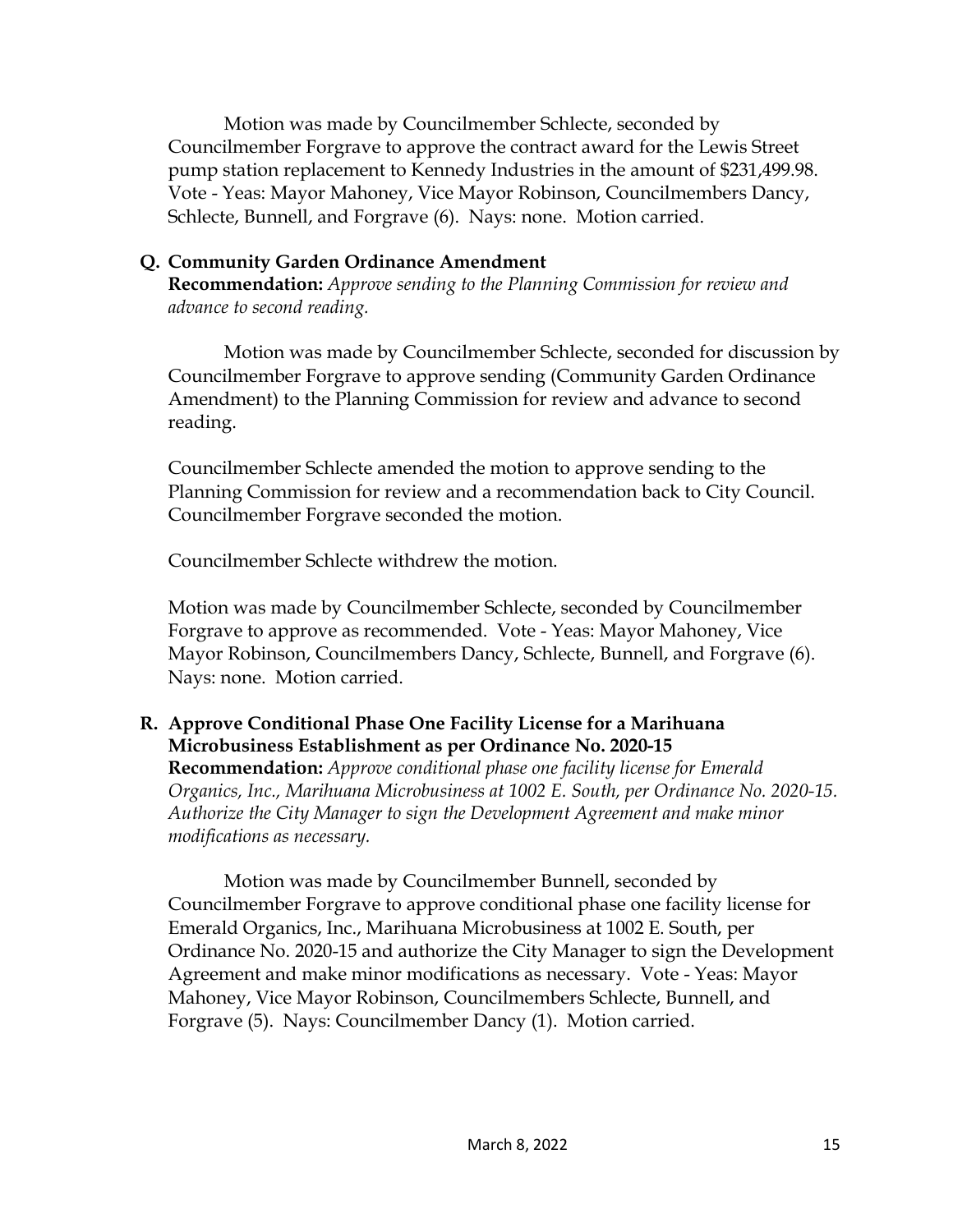Motion was made by Councilmember Schlecte, seconded by Councilmember Forgrave to approve the contract award for the Lewis Street pump station replacement to Kennedy Industries in the amount of $231,499.98. Vote - Yeas: Mayor Mahoney, Vice Mayor Robinson, Councilmembers Dancy, Schlecte, Bunnell, and Forgrave (6). Nays: none. Motion carried.

**Q. Community Garden Ordinance Amendment**
**Recommendation:** *Approve sending to the Planning Commission for review and advance to second reading.*

Motion was made by Councilmember Schlecte, seconded for discussion by Councilmember Forgrave to approve sending (Community Garden Ordinance Amendment) to the Planning Commission for review and advance to second reading.

Councilmember Schlecte amended the motion to approve sending to the Planning Commission for review and a recommendation back to City Council. Councilmember Forgrave seconded the motion.

Councilmember Schlecte withdrew the motion.

Motion was made by Councilmember Schlecte, seconded by Councilmember Forgrave to approve as recommended. Vote - Yeas: Mayor Mahoney, Vice Mayor Robinson, Councilmembers Dancy, Schlecte, Bunnell, and Forgrave (6). Nays: none. Motion carried.

**R. Approve Conditional Phase One Facility License for a Marihuana Microbusiness Establishment as per Ordinance No. 2020-15**
**Recommendation:** *Approve conditional phase one facility license for Emerald Organics, Inc., Marihuana Microbusiness at 1002 E. South, per Ordinance No. 2020-15. Authorize the City Manager to sign the Development Agreement and make minor modifications as necessary.*

Motion was made by Councilmember Bunnell, seconded by Councilmember Forgrave to approve conditional phase one facility license for Emerald Organics, Inc., Marihuana Microbusiness at 1002 E. South, per Ordinance No. 2020-15 and authorize the City Manager to sign the Development Agreement and make minor modifications as necessary. Vote - Yeas: Mayor Mahoney, Vice Mayor Robinson, Councilmembers Schlecte, Bunnell, and Forgrave (5). Nays: Councilmember Dancy (1). Motion carried.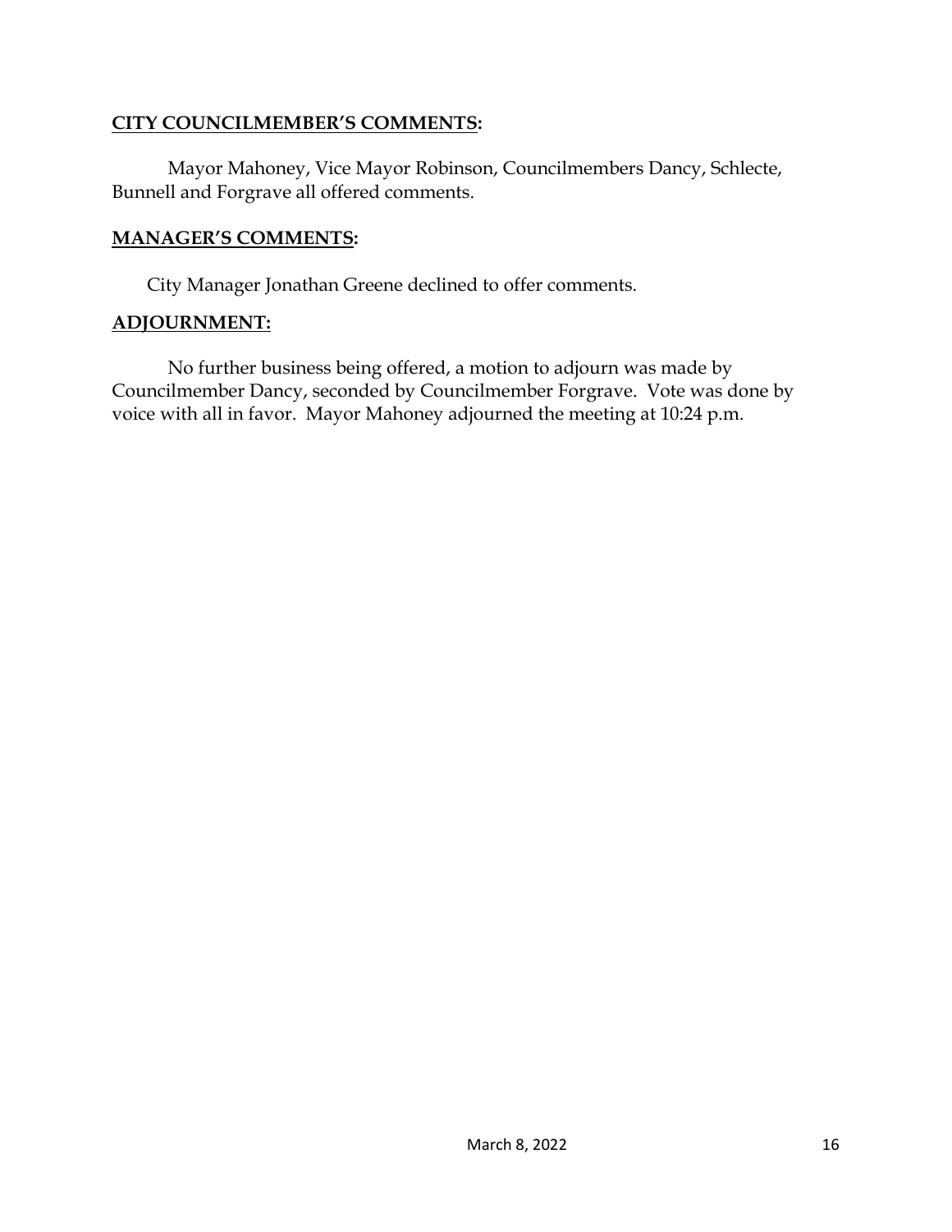**<u>CITY COUNCILMEMBER'S COMMENTS</u>:**

Mayor Mahoney, Vice Mayor Robinson, Councilmembers Dancy, Schlecte, Bunnell and Forgrave all offered comments.

**<u>MANAGER'S COMMENTS</u>:**

City Manager Jonathan Greene declined to offer comments.

**<u>ADJOURNMENT:</u>**

No further business being offered, a motion to adjourn was made by Councilmember Dancy, seconded by Councilmember Forgrave. Vote was done by voice with all in favor. Mayor Mahoney adjourned the meeting at 10:24 p.m.